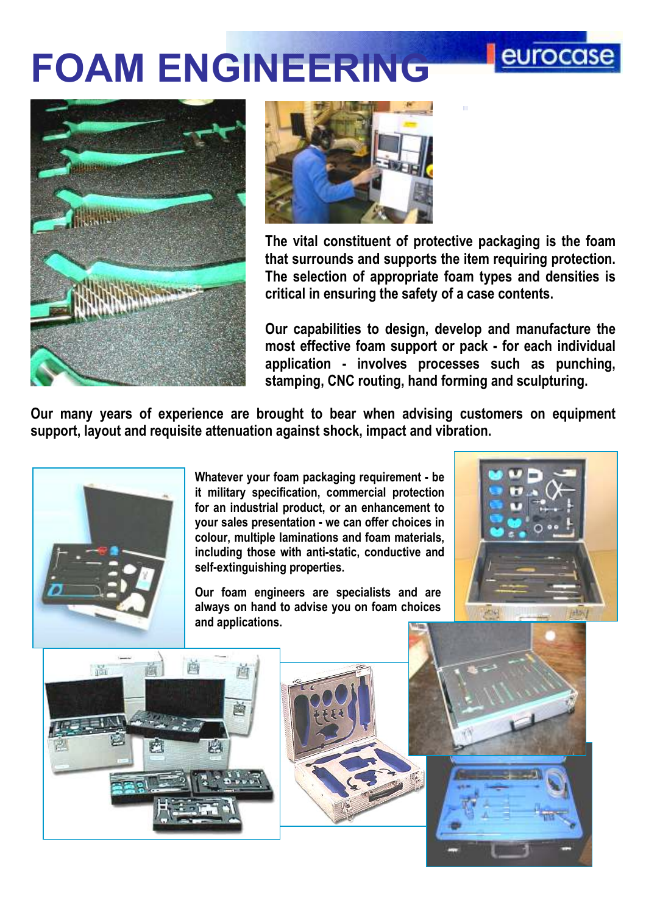# FOAM ENGINEERING

eurocase

**The vital constituent of protective packaging is the foam that surrounds and supports the item requiring protection. The selection of appropriate foam types and densities is critical in ensuring the safety of a case contents.**

**Our capabilities to design, develop and manufacture the most effective foam support or pack - for each individual application - involves processes such as punching, stamping, CNC routing, hand forming and sculpturing.**

**Our many years of experience are brought to bear when advising customers on equipment support, layout and requisite attenuation against shock, impact and vibration.**

**Whatever your foam packaging requirement - be it military specification, commercial protection for an industrial product, or an enhancement to your sales presentation - we can offer choices in colour, multiple laminations and foam materials, including those with anti-static, conductive and self-extinguishing properties.**

**Our foam engineers are specialists and are always on hand to advise you on foam choices and applications.**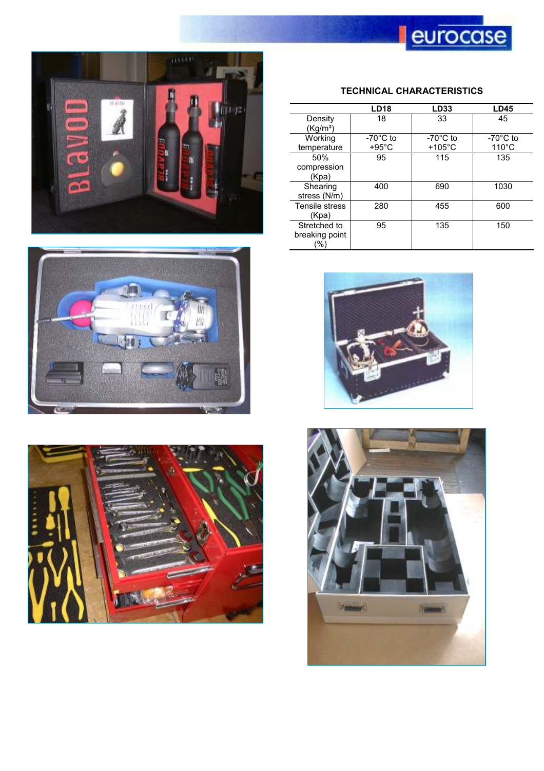### TECHNICAL CHARACTERISTICS

| | LD18 | LD33 | LD45 |
|---|---|---|---|
| Density (Kg/m³) | 18 | 33 | 45 |
| Working temperature | -70°C to +95°C | -70°C to +105°C | -70°C to 110°C |
| 50% compression (Kpa) | 95 | 115 | 135 |
| Shearing stress (N/m) | 400 | 690 | 1030 |
| Tensile stress (Kpa) | 280 | 455 | 600 |
| Stretched to breaking point (%) | 95 | 135 | 150 |